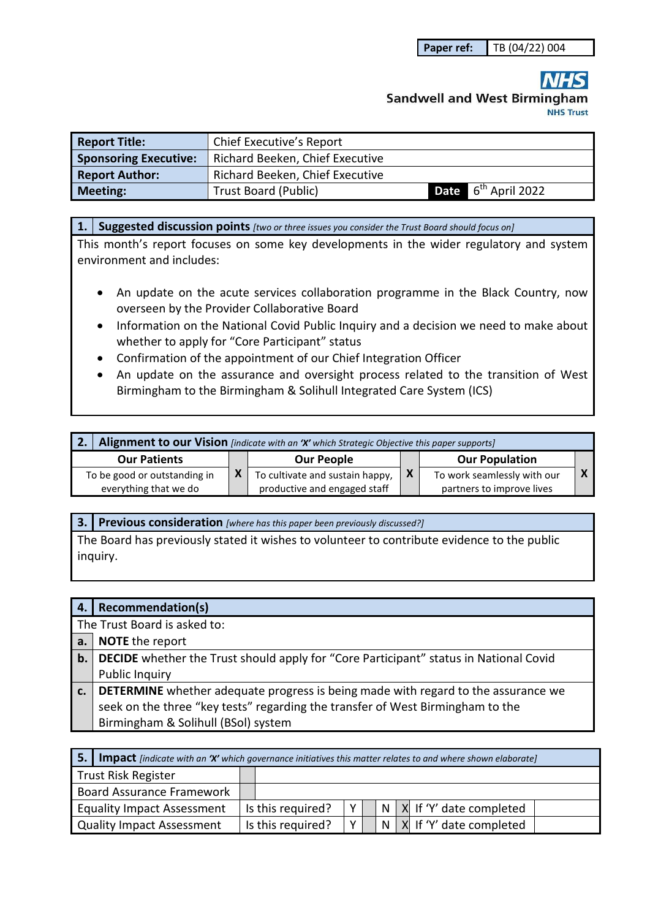| Paper ref: | TB (04/22) 004 |
| --- | --- |

Sandwell and West Birmingham
NHS Trust

| Report Title: | Chief Executive's Report | | |
| --- | --- | --- | --- |
| Sponsoring Executive: | Richard Beeken, Chief Executive | | |
| Report Author: | Richard Beeken, Chief Executive | | |
| Meeting: | Trust Board (Public) | Date | 6th April 2022 |

## 1. Suggested discussion points *[two or three issues you consider the Trust Board should focus on]*

This month's report focuses on some key developments in the wider regulatory and system environment and includes:

- An update on the acute services collaboration programme in the Black Country, now overseen by the Provider Collaborative Board
- Information on the National Covid Public Inquiry and a decision we need to make about whether to apply for "Core Participant" status
- Confirmation of the appointment of our Chief Integration Officer
- An update on the assurance and oversight process related to the transition of West Birmingham to the Birmingham & Solihull Integrated Care System (ICS)

## 2. Alignment to our Vision *[indicate with an 'X' which Strategic Objective this paper supports]*

| Our Patients | | Our People | | Our Population | |
| --- | --- | --- | --- | --- | --- |
| To be good or outstanding in everything that we do | X | To cultivate and sustain happy, productive and engaged staff | X | To work seamlessly with our partners to improve lives | X |

## 3. Previous consideration *[where has this paper been previously discussed?]*

The Board has previously stated it wishes to volunteer to contribute evidence to the public inquiry.

## 4. Recommendation(s)

The Trust Board is asked to:

| | |
| --- | --- |
| a. | **NOTE** the report |
| b. | **DECIDE** whether the Trust should apply for "Core Participant" status in National Covid Public Inquiry |
| c. | **DETERMINE** whether adequate progress is being made with regard to the assurance we seek on the three "key tests" regarding the transfer of West Birmingham to the Birmingham & Solihull (BSol) system |

## 5. Impact *[indicate with an 'X' which governance initiatives this matter relates to and where shown elaborate]*

| | | | | | | | |
| --- | --- | --- | --- | --- | --- | --- | --- |
| Trust Risk Register | | | | | | | |
| Board Assurance Framework | | | | | | | |
| Equality Impact Assessment | Is this required? | Y | | N | X | If 'Y' date completed | |
| Quality Impact Assessment | Is this required? | Y | | N | X | If 'Y' date completed | |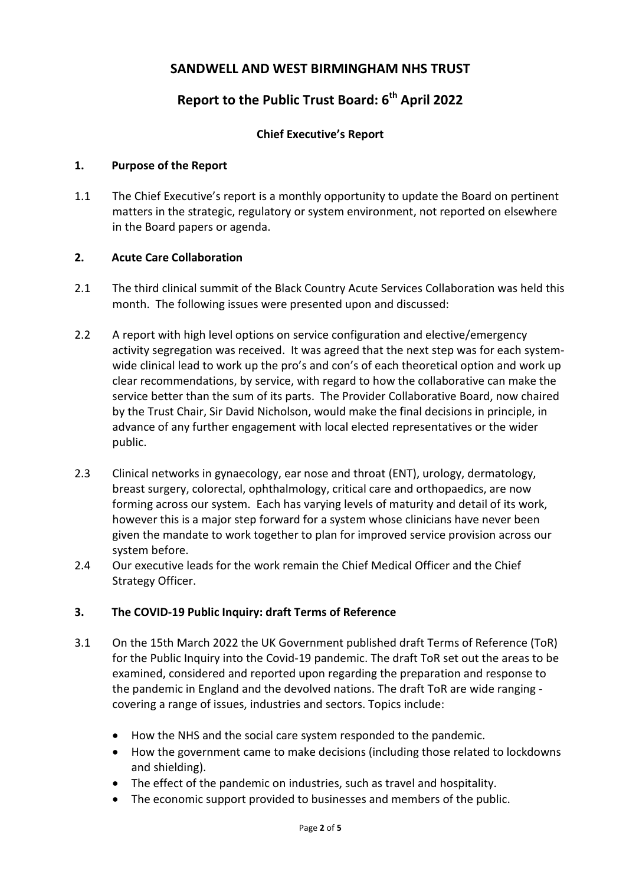# SANDWELL AND WEST BIRMINGHAM NHS TRUST

## Report to the Public Trust Board: 6th April 2022

### Chief Executive's Report

**1. Purpose of the Report**

1.1 The Chief Executive's report is a monthly opportunity to update the Board on pertinent matters in the strategic, regulatory or system environment, not reported on elsewhere in the Board papers or agenda.

**2. Acute Care Collaboration**

2.1 The third clinical summit of the Black Country Acute Services Collaboration was held this month. The following issues were presented upon and discussed:

2.2 A report with high level options on service configuration and elective/emergency activity segregation was received. It was agreed that the next step was for each system-wide clinical lead to work up the pro's and con's of each theoretical option and work up clear recommendations, by service, with regard to how the collaborative can make the service better than the sum of its parts. The Provider Collaborative Board, now chaired by the Trust Chair, Sir David Nicholson, would make the final decisions in principle, in advance of any further engagement with local elected representatives or the wider public.

2.3 Clinical networks in gynaecology, ear nose and throat (ENT), urology, dermatology, breast surgery, colorectal, ophthalmology, critical care and orthopaedics, are now forming across our system. Each has varying levels of maturity and detail of its work, however this is a major step forward for a system whose clinicians have never been given the mandate to work together to plan for improved service provision across our system before.

2.4 Our executive leads for the work remain the Chief Medical Officer and the Chief Strategy Officer.

**3. The COVID-19 Public Inquiry: draft Terms of Reference**

3.1 On the 15th March 2022 the UK Government published draft Terms of Reference (ToR) for the Public Inquiry into the Covid-19 pandemic. The draft ToR set out the areas to be examined, considered and reported upon regarding the preparation and response to the pandemic in England and the devolved nations. The draft ToR are wide ranging - covering a range of issues, industries and sectors. Topics include:

- How the NHS and the social care system responded to the pandemic.
- How the government came to make decisions (including those related to lockdowns and shielding).
- The effect of the pandemic on industries, such as travel and hospitality.
- The economic support provided to businesses and members of the public.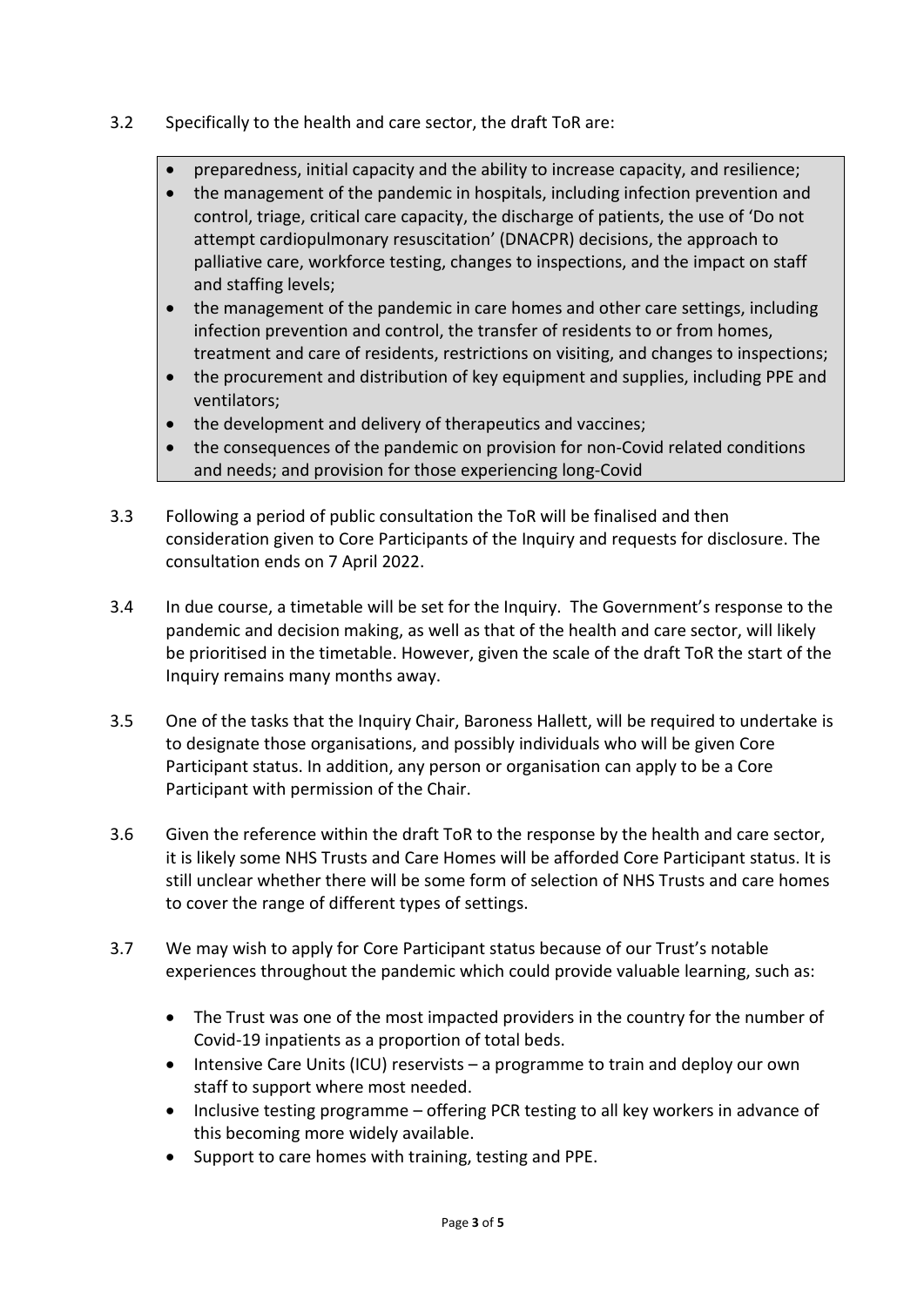3.2 Specifically to the health and care sector, the draft ToR are:

- preparedness, initial capacity and the ability to increase capacity, and resilience;
- the management of the pandemic in hospitals, including infection prevention and control, triage, critical care capacity, the discharge of patients, the use of 'Do not attempt cardiopulmonary resuscitation' (DNACPR) decisions, the approach to palliative care, workforce testing, changes to inspections, and the impact on staff and staffing levels;
- the management of the pandemic in care homes and other care settings, including infection prevention and control, the transfer of residents to or from homes, treatment and care of residents, restrictions on visiting, and changes to inspections;
- the procurement and distribution of key equipment and supplies, including PPE and ventilators;
- the development and delivery of therapeutics and vaccines;
- the consequences of the pandemic on provision for non-Covid related conditions and needs; and provision for those experiencing long-Covid

3.3 Following a period of public consultation the ToR will be finalised and then consideration given to Core Participants of the Inquiry and requests for disclosure. The consultation ends on 7 April 2022.

3.4 In due course, a timetable will be set for the Inquiry. The Government's response to the pandemic and decision making, as well as that of the health and care sector, will likely be prioritised in the timetable. However, given the scale of the draft ToR the start of the Inquiry remains many months away.

3.5 One of the tasks that the Inquiry Chair, Baroness Hallett, will be required to undertake is to designate those organisations, and possibly individuals who will be given Core Participant status. In addition, any person or organisation can apply to be a Core Participant with permission of the Chair.

3.6 Given the reference within the draft ToR to the response by the health and care sector, it is likely some NHS Trusts and Care Homes will be afforded Core Participant status. It is still unclear whether there will be some form of selection of NHS Trusts and care homes to cover the range of different types of settings.

3.7 We may wish to apply for Core Participant status because of our Trust's notable experiences throughout the pandemic which could provide valuable learning, such as:

- The Trust was one of the most impacted providers in the country for the number of Covid-19 inpatients as a proportion of total beds.
- Intensive Care Units (ICU) reservists – a programme to train and deploy our own staff to support where most needed.
- Inclusive testing programme – offering PCR testing to all key workers in advance of this becoming more widely available.
- Support to care homes with training, testing and PPE.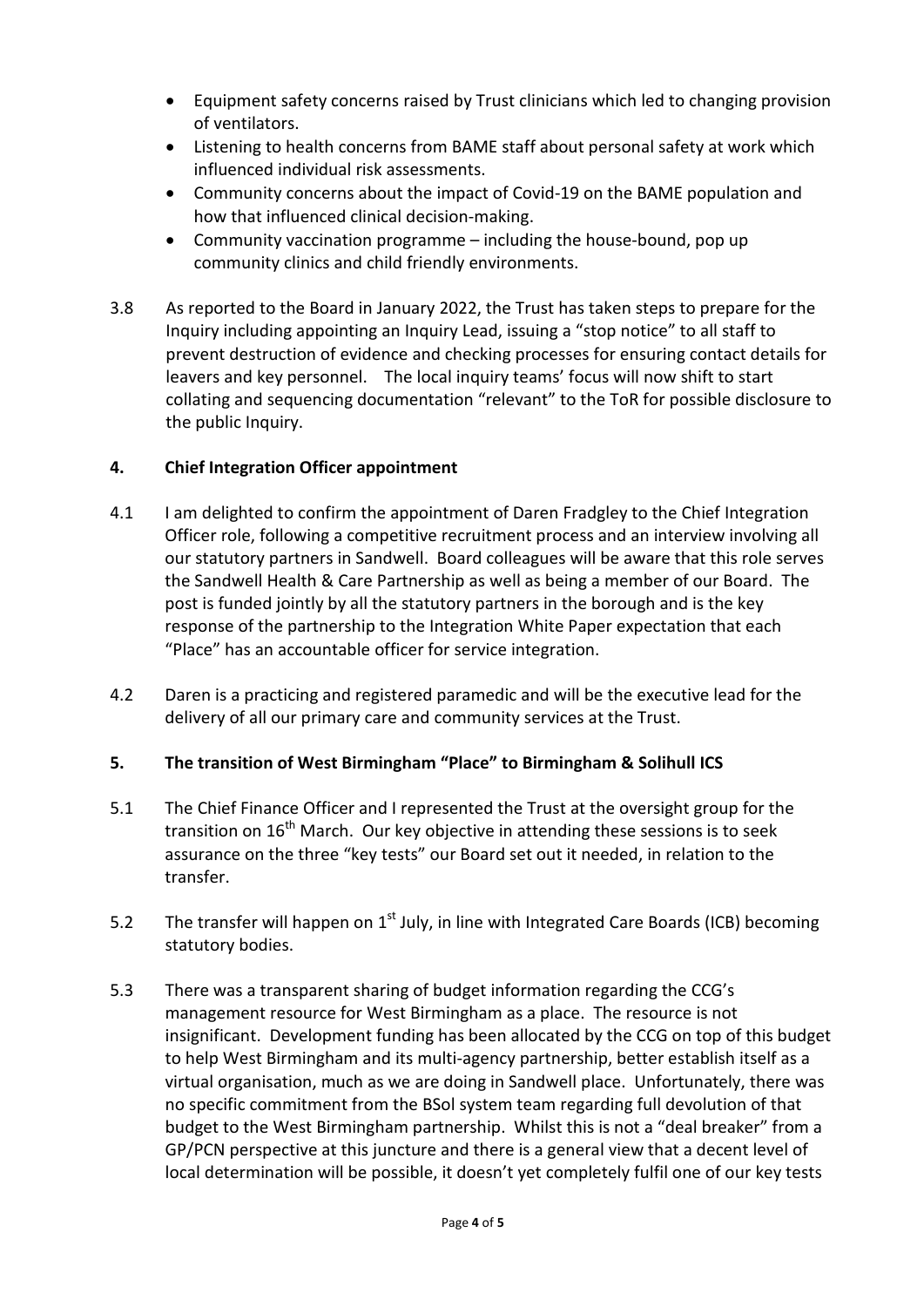- Equipment safety concerns raised by Trust clinicians which led to changing provision of ventilators.
- Listening to health concerns from BAME staff about personal safety at work which influenced individual risk assessments.
- Community concerns about the impact of Covid-19 on the BAME population and how that influenced clinical decision-making.
- Community vaccination programme – including the house-bound, pop up community clinics and child friendly environments.

3.8 As reported to the Board in January 2022, the Trust has taken steps to prepare for the Inquiry including appointing an Inquiry Lead, issuing a "stop notice" to all staff to prevent destruction of evidence and checking processes for ensuring contact details for leavers and key personnel. The local inquiry teams' focus will now shift to start collating and sequencing documentation "relevant" to the ToR for possible disclosure to the public Inquiry.

## 4. Chief Integration Officer appointment

4.1 I am delighted to confirm the appointment of Daren Fradgley to the Chief Integration Officer role, following a competitive recruitment process and an interview involving all our statutory partners in Sandwell. Board colleagues will be aware that this role serves the Sandwell Health & Care Partnership as well as being a member of our Board. The post is funded jointly by all the statutory partners in the borough and is the key response of the partnership to the Integration White Paper expectation that each "Place" has an accountable officer for service integration.

4.2 Daren is a practicing and registered paramedic and will be the executive lead for the delivery of all our primary care and community services at the Trust.

## 5. The transition of West Birmingham "Place" to Birmingham & Solihull ICS

5.1 The Chief Finance Officer and I represented the Trust at the oversight group for the transition on 16th March. Our key objective in attending these sessions is to seek assurance on the three "key tests" our Board set out it needed, in relation to the transfer.

5.2 The transfer will happen on 1st July, in line with Integrated Care Boards (ICB) becoming statutory bodies.

5.3 There was a transparent sharing of budget information regarding the CCG's management resource for West Birmingham as a place. The resource is not insignificant. Development funding has been allocated by the CCG on top of this budget to help West Birmingham and its multi-agency partnership, better establish itself as a virtual organisation, much as we are doing in Sandwell place. Unfortunately, there was no specific commitment from the BSol system team regarding full devolution of that budget to the West Birmingham partnership. Whilst this is not a "deal breaker" from a GP/PCN perspective at this juncture and there is a general view that a decent level of local determination will be possible, it doesn't yet completely fulfil one of our key tests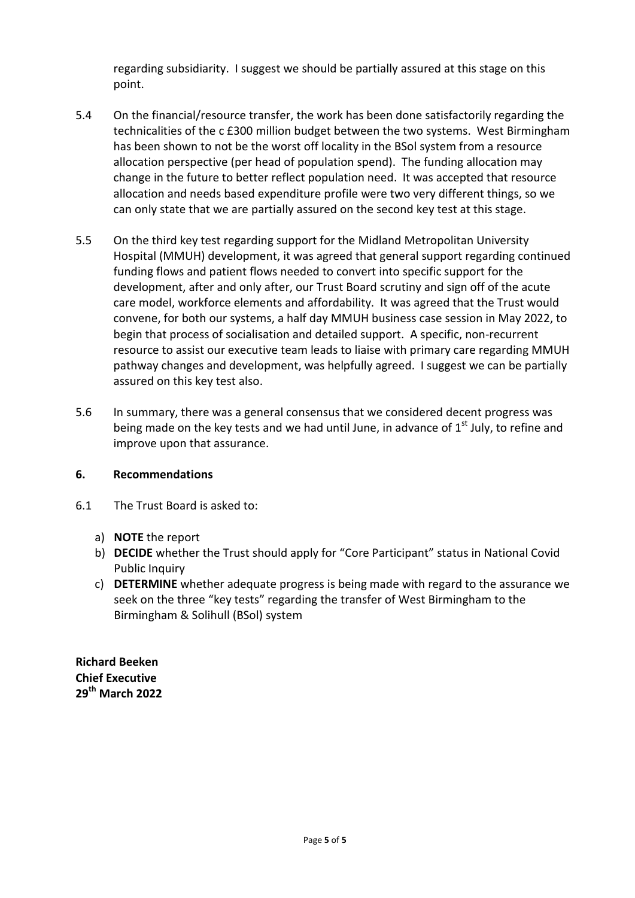regarding subsidiarity. I suggest we should be partially assured at this stage on this point.

5.4 On the financial/resource transfer, the work has been done satisfactorily regarding the technicalities of the c £300 million budget between the two systems. West Birmingham has been shown to not be the worst off locality in the BSol system from a resource allocation perspective (per head of population spend). The funding allocation may change in the future to better reflect population need. It was accepted that resource allocation and needs based expenditure profile were two very different things, so we can only state that we are partially assured on the second key test at this stage.

5.5 On the third key test regarding support for the Midland Metropolitan University Hospital (MMUH) development, it was agreed that general support regarding continued funding flows and patient flows needed to convert into specific support for the development, after and only after, our Trust Board scrutiny and sign off of the acute care model, workforce elements and affordability. It was agreed that the Trust would convene, for both our systems, a half day MMUH business case session in May 2022, to begin that process of socialisation and detailed support. A specific, non-recurrent resource to assist our executive team leads to liaise with primary care regarding MMUH pathway changes and development, was helpfully agreed. I suggest we can be partially assured on this key test also.

5.6 In summary, there was a general consensus that we considered decent progress was being made on the key tests and we had until June, in advance of 1st July, to refine and improve upon that assurance.

## 6. Recommendations

6.1 The Trust Board is asked to:

a) **NOTE** the report
b) **DECIDE** whether the Trust should apply for "Core Participant" status in National Covid Public Inquiry
c) **DETERMINE** whether adequate progress is being made with regard to the assurance we seek on the three "key tests" regarding the transfer of West Birmingham to the Birmingham & Solihull (BSol) system

**Richard Beeken**
**Chief Executive**
**29th March 2022**